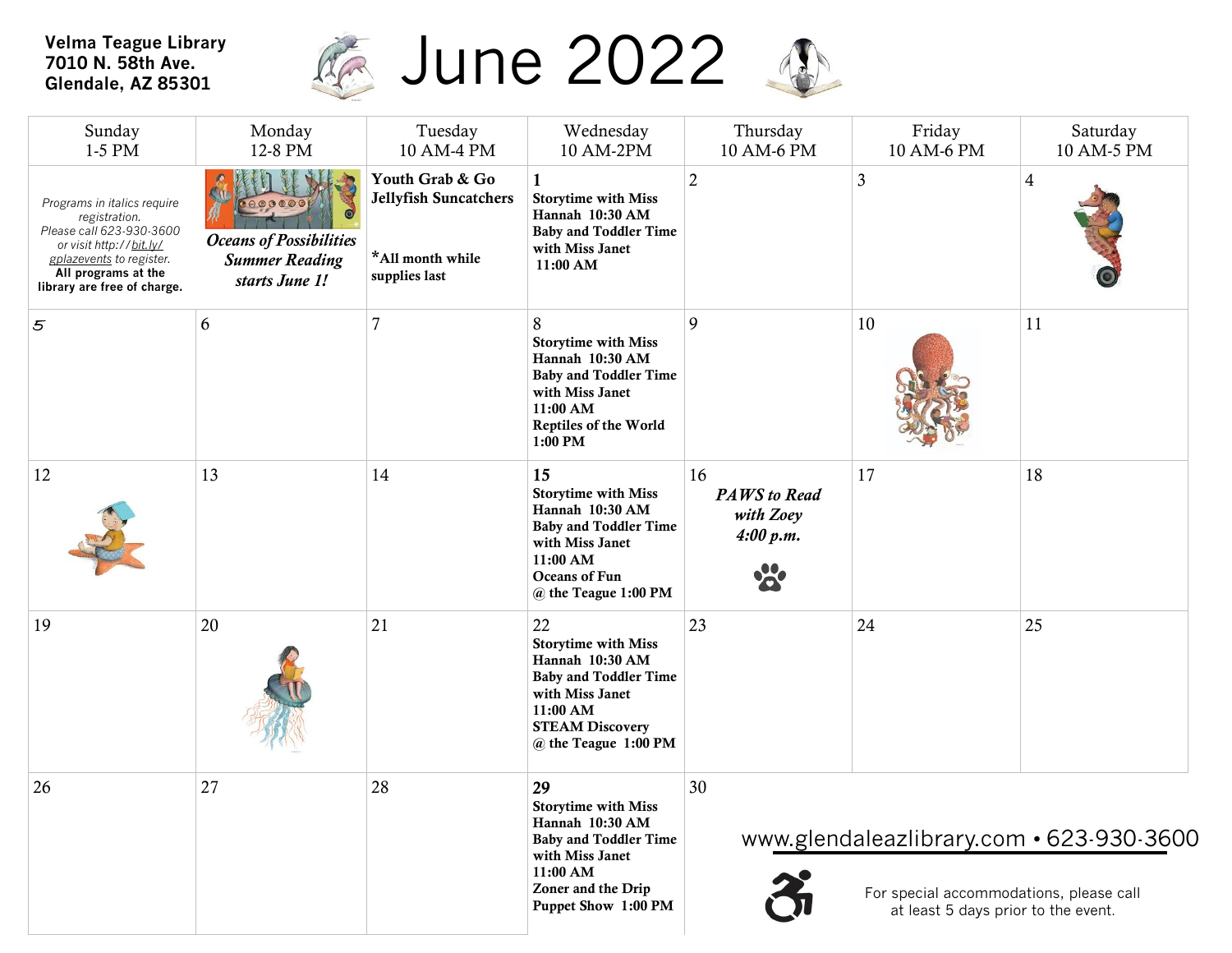**Velma Teague Library**
**7010 N. 58th Ave.**
**Glendale, AZ 85301**

# June 2022

| Sunday 1-5 PM | Monday 12-8 PM | Tuesday 10 AM-4 PM | Wednesday 10 AM-2PM | Thursday 10 AM-6 PM | Friday 10 AM-6 PM | Saturday 10 AM-5 PM |
|---|---|---|---|---|---|---|
| *Programs in italics require registration. Please call 623-930-3600 or visit http://bit.ly/gplazevents to register.* **All programs at the library are free of charge.** | ***Oceans of Possibilities Summer Reading starts June 1!*** | **Youth Grab & Go Jellyfish Suncatchers** **\*All month while supplies last** | **1** **Storytime with Miss Hannah 10:30 AM** **Baby and Toddler Time with Miss Janet 11:00 AM** | 2 | 3 | 4 |
| 5 | 6 | 7 | 8 **Storytime with Miss Hannah 10:30 AM** **Baby and Toddler Time with Miss Janet 11:00 AM** **Reptiles of the World 1:00 PM** | 9 | 10 | 11 |
| 12 | 13 | 14 | **15** **Storytime with Miss Hannah 10:30 AM** **Baby and Toddler Time with Miss Janet 11:00 AM** **Oceans of Fun @ the Teague 1:00 PM** | 16 ***PAWS to Read with Zoey 4:00 p.m.*** | 17 | 18 |
| 19 | 20 | 21 | 22 **Storytime with Miss Hannah 10:30 AM** **Baby and Toddler Time with Miss Janet 11:00 AM** **STEAM Discovery @ the Teague 1:00 PM** | 23 | 24 | 25 |
| 26 | 27 | 28 | **29** **Storytime with Miss Hannah 10:30 AM** **Baby and Toddler Time with Miss Janet 11:00 AM** **Zoner and the Drip Puppet Show 1:00 PM** | 30 | | |

www.glendaleazlibrary.com • 623-930-3600

For special accommodations, please call at least 5 days prior to the event.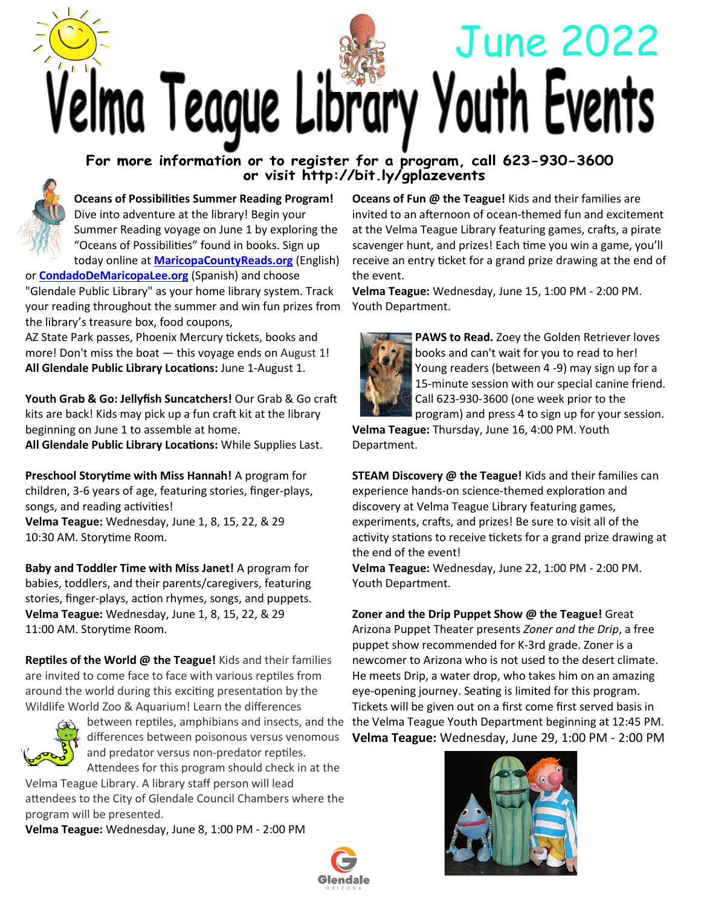# June 2022

# Velma Teague Library Youth Events

**For more information or to register for a program, call 623-930-3600 or visit http://bit.ly/gplazevents**

**Oceans of Possibilities Summer Reading Program!** Dive into adventure at the library! Begin your Summer Reading voyage on June 1 by exploring the "Oceans of Possibilities" found in books. Sign up today online at [MaricopaCountyReads.org](MaricopaCountyReads.org) (English) or [CondadoDeMaricopaLee.org](CondadoDeMaricopaLee.org) (Spanish) and choose "Glendale Public Library" as your home library system. Track your reading throughout the summer and win fun prizes from the library's treasure box, food coupons, AZ State Park passes, Phoenix Mercury tickets, books and more! Don't miss the boat — this voyage ends on August 1!
**All Glendale Public Library Locations:** June 1-August 1.

**Youth Grab & Go: Jellyfish Suncatchers!** Our Grab & Go craft kits are back! Kids may pick up a fun craft kit at the library beginning on June 1 to assemble at home.
**All Glendale Public Library Locations:** While Supplies Last.

**Preschool Storytime with Miss Hannah!** A program for children, 3-6 years of age, featuring stories, finger-plays, songs, and reading activities!
**Velma Teague:** Wednesday, June 1, 8, 15, 22, & 29 10:30 AM. Storytime Room.

**Baby and Toddler Time with Miss Janet!** A program for babies, toddlers, and their parents/caregivers, featuring stories, finger-plays, action rhymes, songs, and puppets.
**Velma Teague:** Wednesday, June 1, 8, 15, 22, & 29 11:00 AM. Storytime Room.

**Reptiles of the World @ the Teague!** Kids and their families are invited to come face to face with various reptiles from around the world during this exciting presentation by the Wildlife World Zoo & Aquarium! Learn the differences between reptiles, amphibians and insects, and the differences between poisonous versus venomous and predator versus non-predator reptiles. Attendees for this program should check in at the Velma Teague Library. A library staff person will lead attendees to the City of Glendale Council Chambers where the program will be presented.
**Velma Teague:** Wednesday, June 8, 1:00 PM - 2:00 PM

**Oceans of Fun @ the Teague!** Kids and their families are invited to an afternoon of ocean-themed fun and excitement at the Velma Teague Library featuring games, crafts, a pirate scavenger hunt, and prizes! Each time you win a game, you'll receive an entry ticket for a grand prize drawing at the end of the event.
**Velma Teague:** Wednesday, June 15, 1:00 PM - 2:00 PM. Youth Department.

**PAWS to Read.** Zoey the Golden Retriever loves books and can't wait for you to read to her! Young readers (between 4 -9) may sign up for a 15-minute session with our special canine friend. Call 623-930-3600 (one week prior to the program) and press 4 to sign up for your session.
**Velma Teague:** Thursday, June 16, 4:00 PM. Youth Department.

**STEAM Discovery @ the Teague!** Kids and their families can experience hands-on science-themed exploration and discovery at Velma Teague Library featuring games, experiments, crafts, and prizes! Be sure to visit all of the activity stations to receive tickets for a grand prize drawing at the end of the event!
**Velma Teague:** Wednesday, June 22, 1:00 PM - 2:00 PM. Youth Department.

**Zoner and the Drip Puppet Show @ the Teague!** Great Arizona Puppet Theater presents *Zoner and the Drip*, a free puppet show recommended for K-3rd grade. Zoner is a newcomer to Arizona who is not used to the desert climate. He meets Drip, a water drop, who takes him on an amazing eye-opening journey. Seating is limited for this program. Tickets will be given out on a first come first served basis in the Velma Teague Youth Department beginning at 12:45 PM.
**Velma Teague:** Wednesday, June 29, 1:00 PM - 2:00 PM

Glendale
ARIZONA